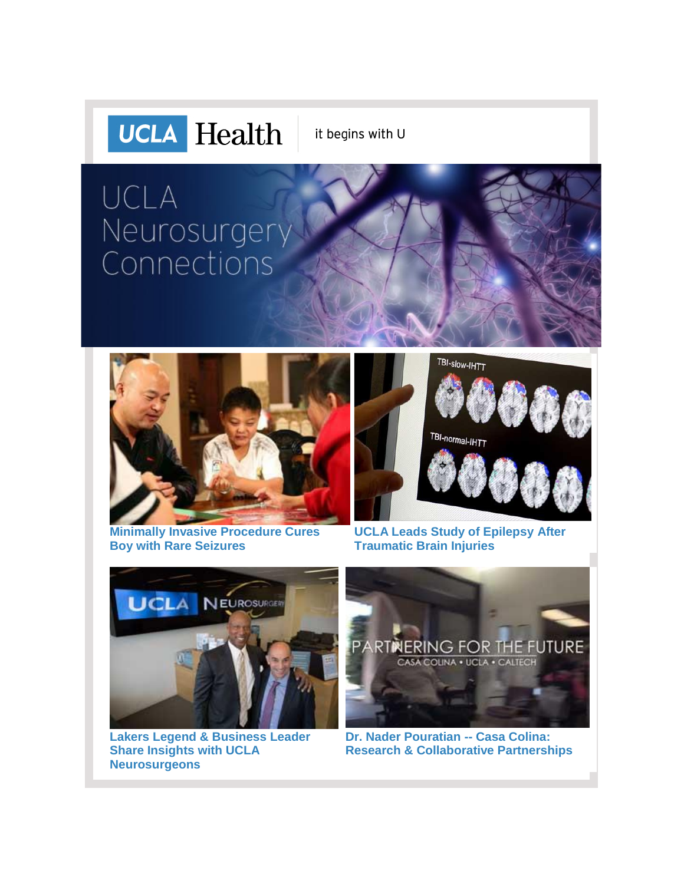UCLA Health | it begins with U

# UCLA Neurosurgery Connections

**Minimally Invasive Procedure Cures Boy with Rare Seizures**

**UCLA Leads Study of Epilepsy After Traumatic Brain Injuries**

**Lakers Legend & Business Leader Share Insights with UCLA Neurosurgeons**

**Dr. Nader Pouratian -- Casa Colina: Research & Collaborative Partnerships**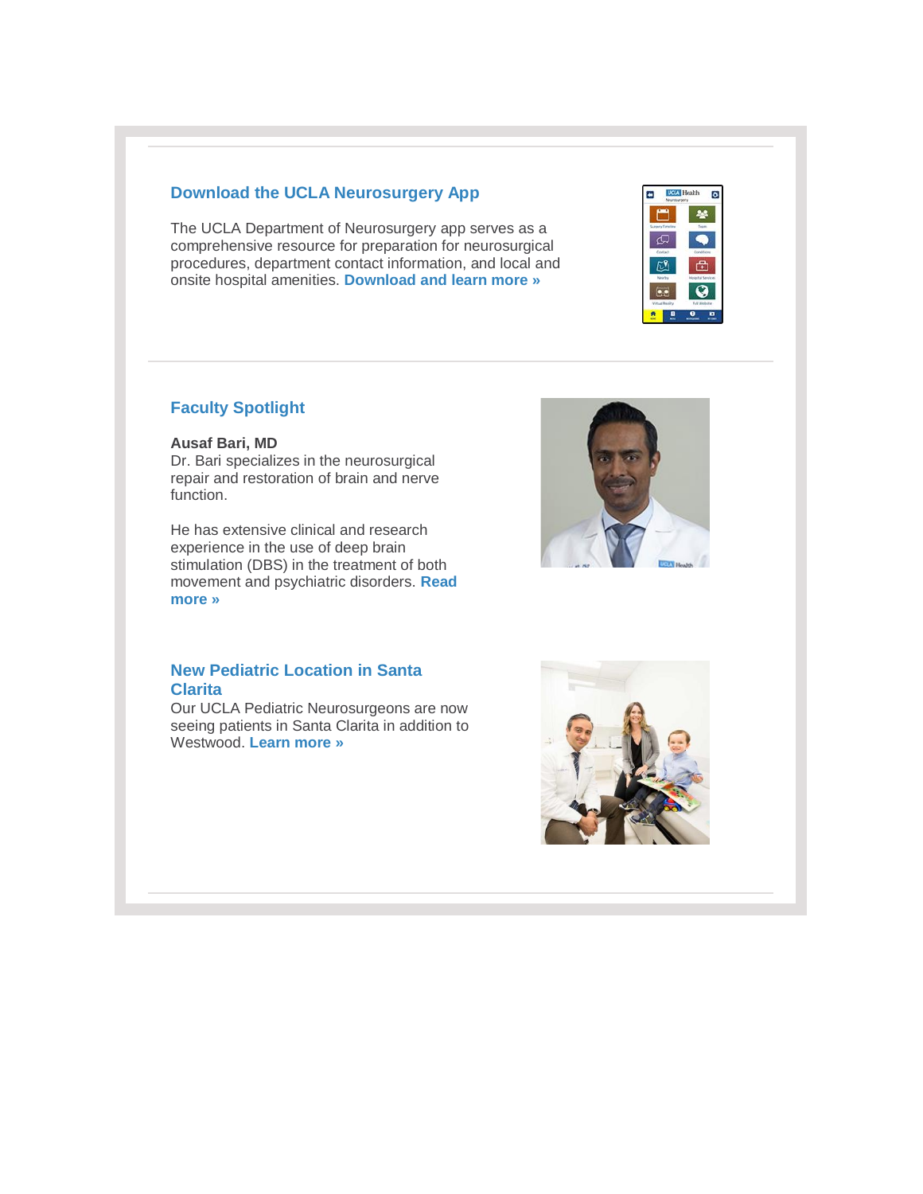---

## Download the UCLA Neurosurgery App

The UCLA Department of Neurosurgery app serves as a comprehensive resource for preparation for neurosurgical procedures, department contact information, and local and onsite hospital amenities. **Download and learn more »**

---

## Faculty Spotlight

**Ausaf Bari, MD**
Dr. Bari specializes in the neurosurgical repair and restoration of brain and nerve function.

He has extensive clinical and research experience in the use of deep brain stimulation (DBS) in the treatment of both movement and psychiatric disorders. **Read more »**

## New Pediatric Location in Santa Clarita

Our UCLA Pediatric Neurosurgeons are now seeing patients in Santa Clarita in addition to Westwood. **Learn more »**

---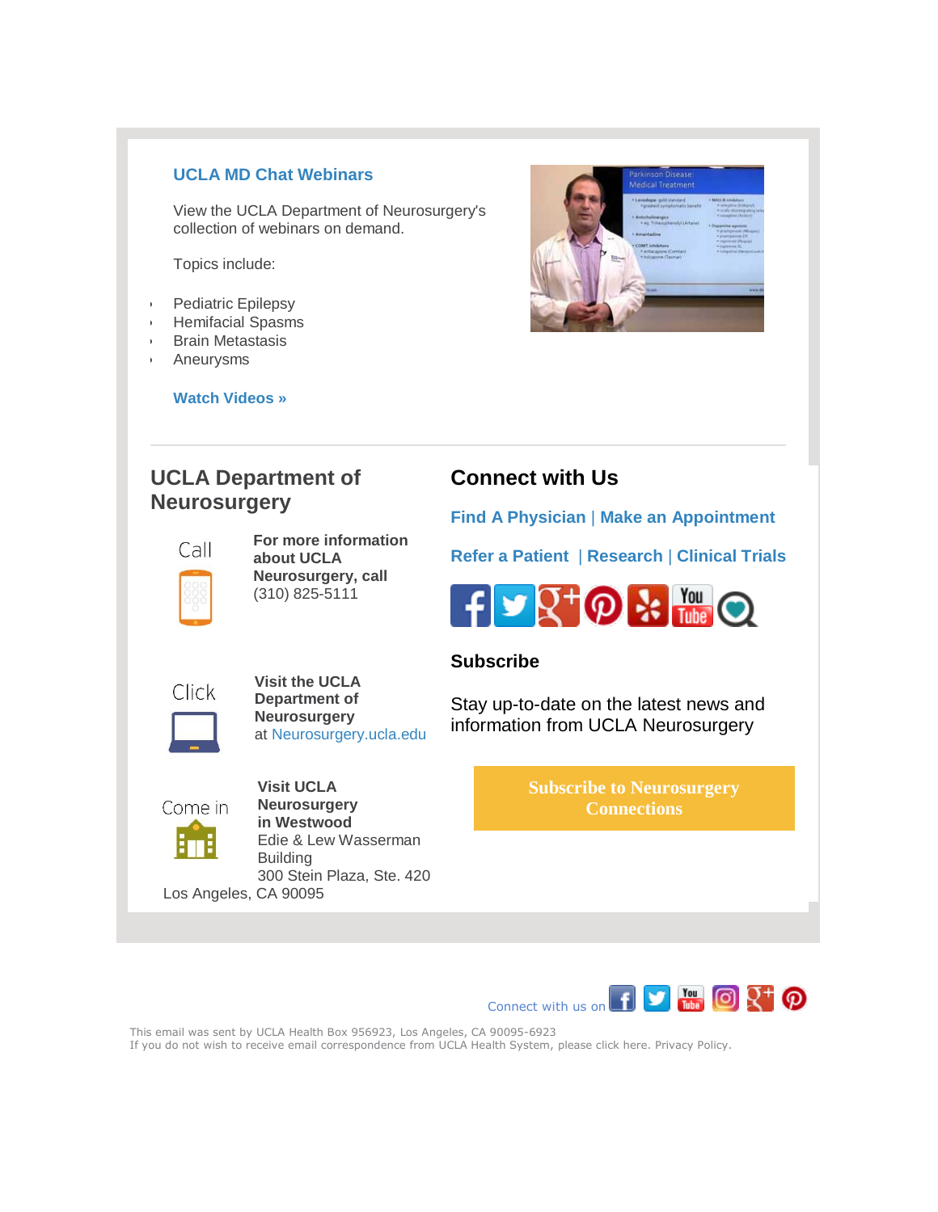## UCLA MD Chat Webinars

View the UCLA Department of Neurosurgery's collection of webinars on demand.

Topics include:

- Pediatric Epilepsy
- Hemifacial Spasms
- Brain Metastasis
- Aneurysms

**Watch Videos »**

---

## UCLA Department of Neurosurgery

Call

**For more information about UCLA Neurosurgery, call**
(310) 825-5111

Click

**Visit the UCLA Department of Neurosurgery**
at Neurosurgery.ucla.edu

Come in

**Visit UCLA Neurosurgery in Westwood**
Edie & Lew Wasserman Building
300 Stein Plaza, Ste. 420
Los Angeles, CA 90095

## Connect with Us

**Find A Physician** | **Make an Appointment**

**Refer a Patient** | **Research** | **Clinical Trials**

### Subscribe

Stay up-to-date on the latest news and information from UCLA Neurosurgery

**Subscribe to Neurosurgery Connections**

Connect with us on

This email was sent by UCLA Health Box 956923, Los Angeles, CA 90095-6923
If you do not wish to receive email correspondence from UCLA Health System, please click here. Privacy Policy.